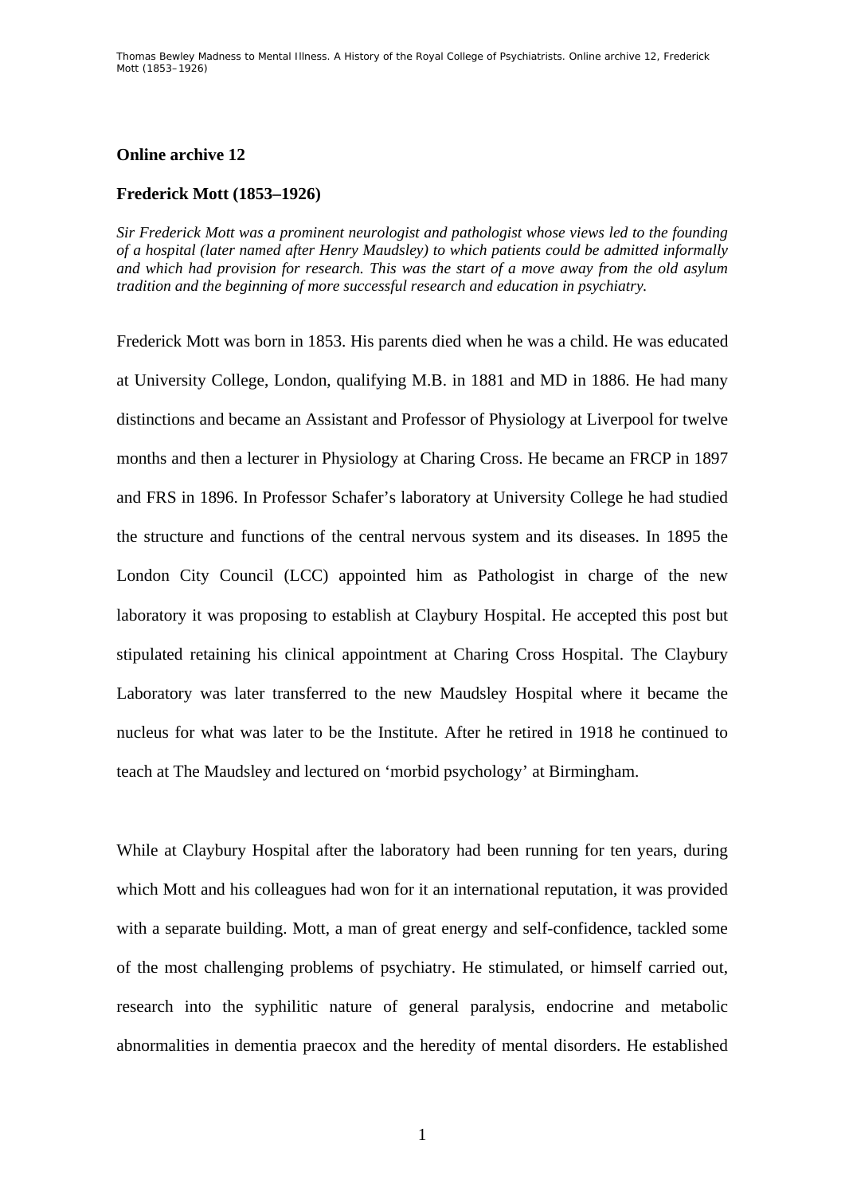## Online archive 12

## Frederick Mott (1853–1926)

*Sir Frederick Mott was a prominent neurologist and pathologist whose views led to the founding of a hospital (later named after Henry Maudsley) to which patients could be admitted informally and which had provision for research. This was the start of a move away from the old asylum tradition and the beginning of more successful research and education in psychiatry.*

Frederick Mott was born in 1853. His parents died when he was a child. He was educated at University College, London, qualifying M.B. in 1881 and MD in 1886. He had many distinctions and became an Assistant and Professor of Physiology at Liverpool for twelve months and then a lecturer in Physiology at Charing Cross. He became an FRCP in 1897 and FRS in 1896. In Professor Schafer's laboratory at University College he had studied the structure and functions of the central nervous system and its diseases. In 1895 the London City Council (LCC) appointed him as Pathologist in charge of the new laboratory it was proposing to establish at Claybury Hospital. He accepted this post but stipulated retaining his clinical appointment at Charing Cross Hospital. The Claybury Laboratory was later transferred to the new Maudsley Hospital where it became the nucleus for what was later to be the Institute. After he retired in 1918 he continued to teach at The Maudsley and lectured on 'morbid psychology' at Birmingham.

While at Claybury Hospital after the laboratory had been running for ten years, during which Mott and his colleagues had won for it an international reputation, it was provided with a separate building. Mott, a man of great energy and self-confidence, tackled some of the most challenging problems of psychiatry. He stimulated, or himself carried out, research into the syphilitic nature of general paralysis, endocrine and metabolic abnormalities in dementia praecox and the heredity of mental disorders. He established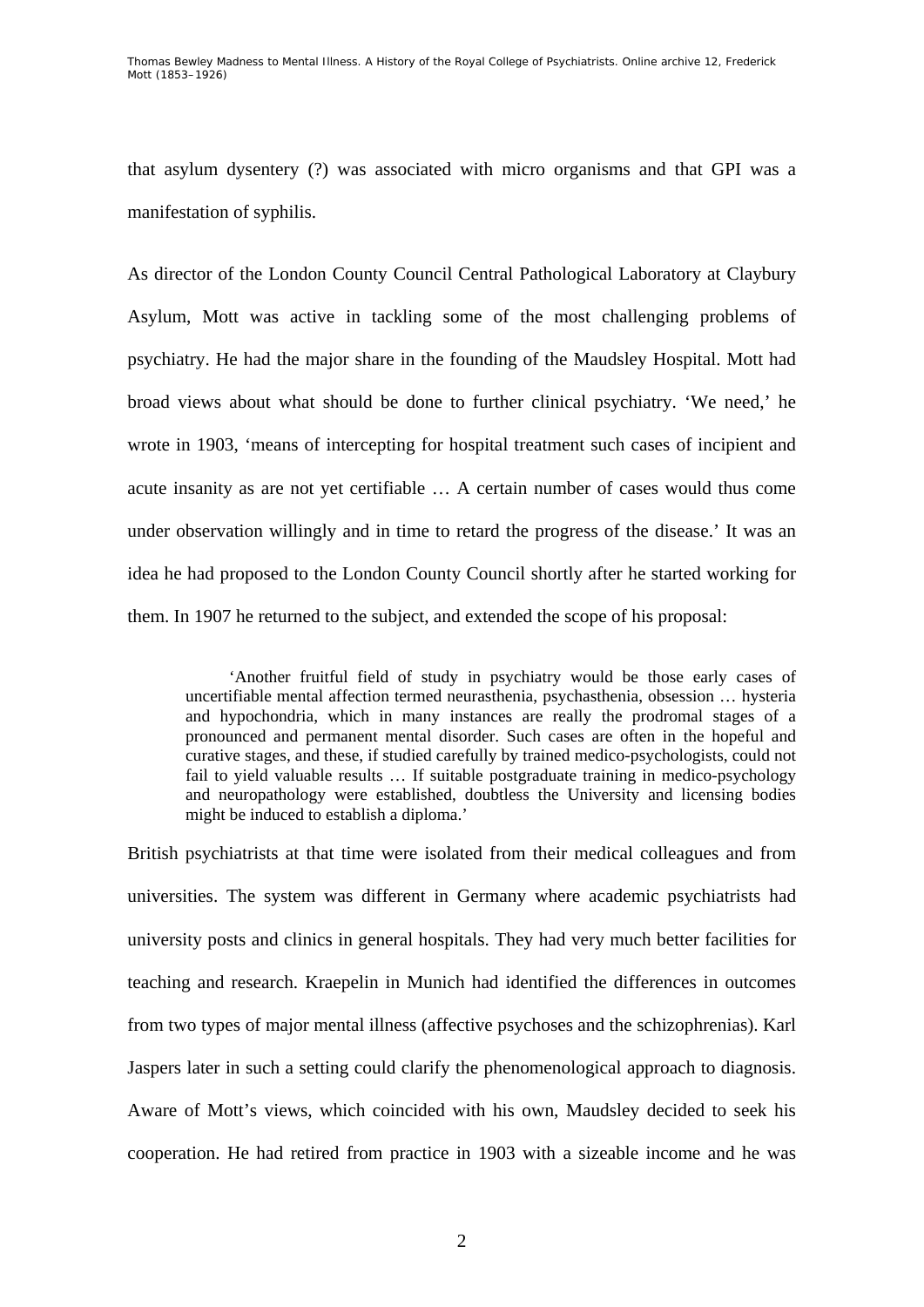that asylum dysentery (?) was associated with micro organisms and that GPI was a manifestation of syphilis.

As director of the London County Council Central Pathological Laboratory at Claybury Asylum, Mott was active in tackling some of the most challenging problems of psychiatry. He had the major share in the founding of the Maudsley Hospital. Mott had broad views about what should be done to further clinical psychiatry. 'We need,' he wrote in 1903, 'means of intercepting for hospital treatment such cases of incipient and acute insanity as are not yet certifiable … A certain number of cases would thus come under observation willingly and in time to retard the progress of the disease.' It was an idea he had proposed to the London County Council shortly after he started working for them. In 1907 he returned to the subject, and extended the scope of his proposal:

> 'Another fruitful field of study in psychiatry would be those early cases of uncertifiable mental affection termed neurasthenia, psychasthenia, obsession … hysteria and hypochondria, which in many instances are really the prodromal stages of a pronounced and permanent mental disorder. Such cases are often in the hopeful and curative stages, and these, if studied carefully by trained medico-psychologists, could not fail to yield valuable results … If suitable postgraduate training in medico-psychology and neuropathology were established, doubtless the University and licensing bodies might be induced to establish a diploma.'

British psychiatrists at that time were isolated from their medical colleagues and from universities. The system was different in Germany where academic psychiatrists had university posts and clinics in general hospitals. They had very much better facilities for teaching and research. Kraepelin in Munich had identified the differences in outcomes from two types of major mental illness (affective psychoses and the schizophrenias). Karl Jaspers later in such a setting could clarify the phenomenological approach to diagnosis. Aware of Mott's views, which coincided with his own, Maudsley decided to seek his cooperation. He had retired from practice in 1903 with a sizeable income and he was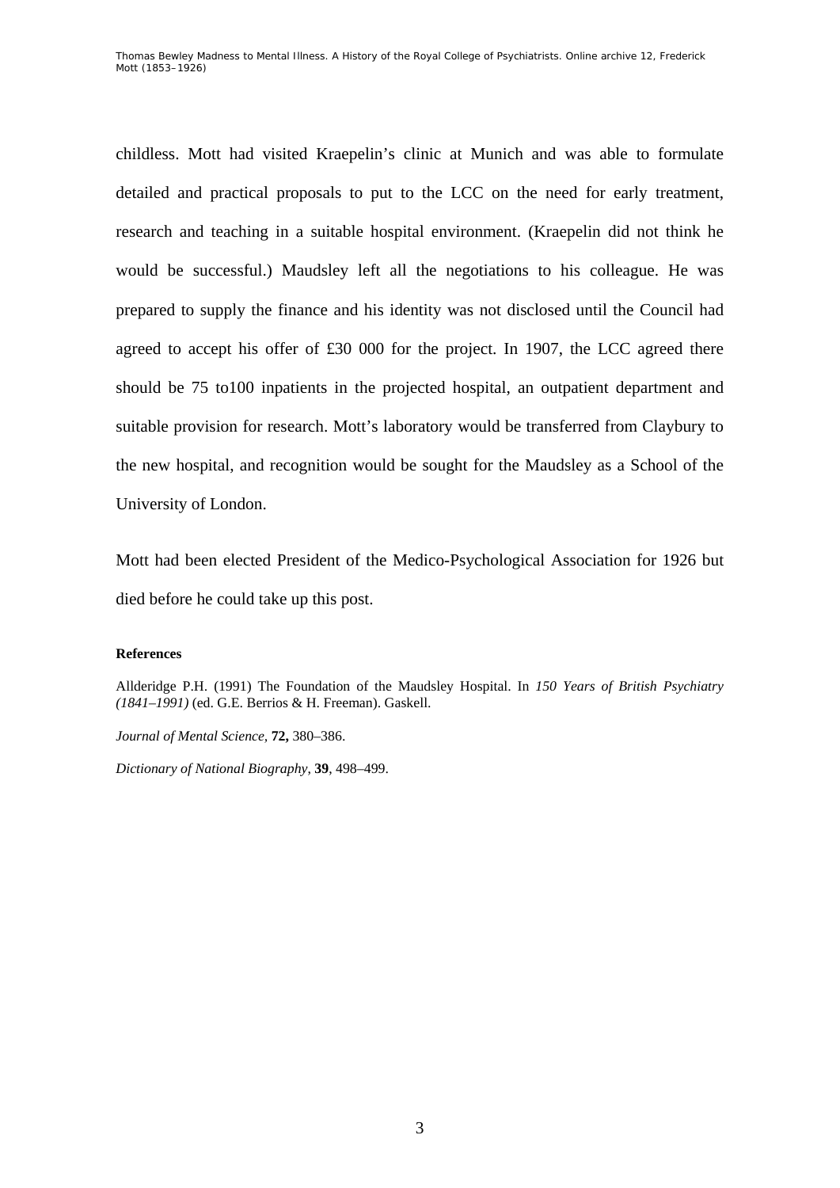childless. Mott had visited Kraepelin's clinic at Munich and was able to formulate detailed and practical proposals to put to the LCC on the need for early treatment, research and teaching in a suitable hospital environment. (Kraepelin did not think he would be successful.) Maudsley left all the negotiations to his colleague. He was prepared to supply the finance and his identity was not disclosed until the Council had agreed to accept his offer of £30 000 for the project. In 1907, the LCC agreed there should be 75 to100 inpatients in the projected hospital, an outpatient department and suitable provision for research. Mott's laboratory would be transferred from Claybury to the new hospital, and recognition would be sought for the Maudsley as a School of the University of London.

Mott had been elected President of the Medico-Psychological Association for 1926 but died before he could take up this post.

**References**

Allderidge P.H. (1991) The Foundation of the Maudsley Hospital. In *150 Years of British Psychiatry (1841–1991)* (ed. G.E. Berrios & H. Freeman). Gaskell.

*Journal of Mental Science*, **72,** 380–386.

*Dictionary of National Biography*, **39**, 498–499.